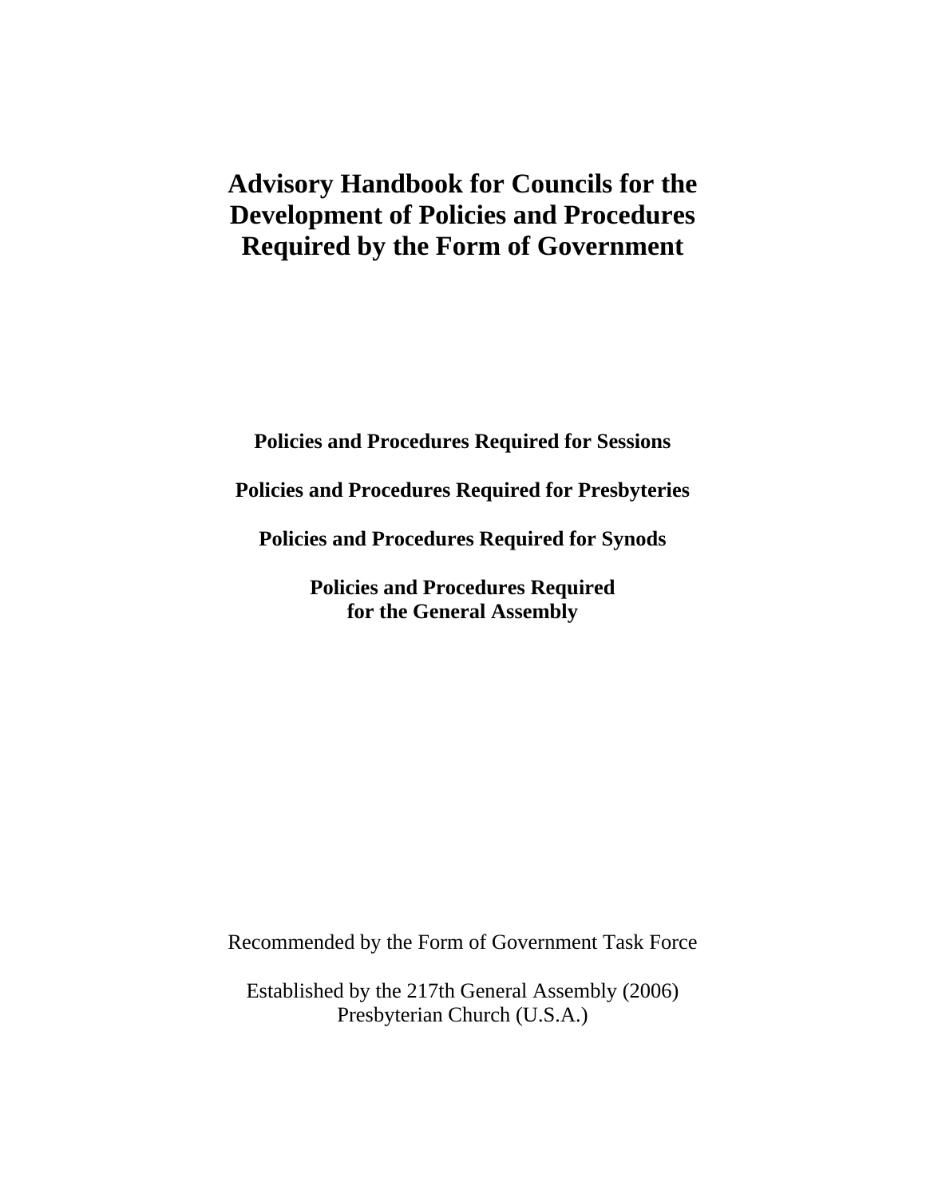# Advisory Handbook for Councils for the Development of Policies and Procedures Required by the Form of Government

**Policies and Procedures Required for Sessions**

**Policies and Procedures Required for Presbyteries**

**Policies and Procedures Required for Synods**

**Policies and Procedures Required for the General Assembly**

Recommended by the Form of Government Task Force

Established by the 217th General Assembly (2006)
Presbyterian Church (U.S.A.)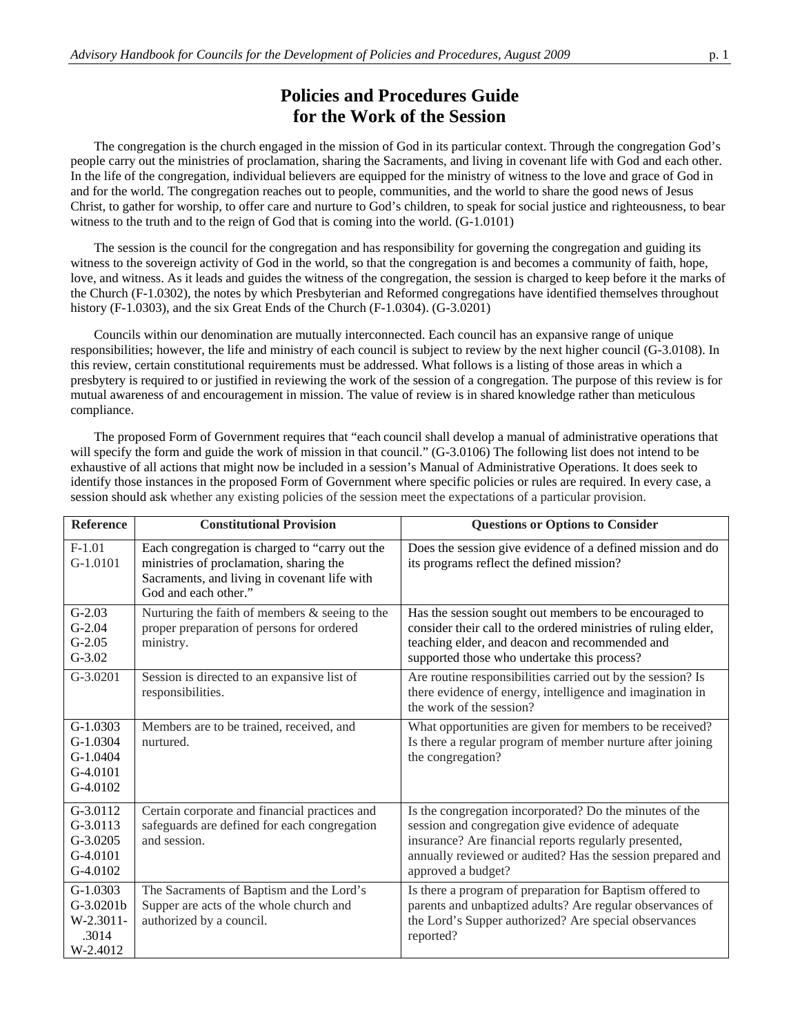# Policies and Procedures Guide for the Work of the Session

The congregation is the church engaged in the mission of God in its particular context. Through the congregation God's people carry out the ministries of proclamation, sharing the Sacraments, and living in covenant life with God and each other. In the life of the congregation, individual believers are equipped for the ministry of witness to the love and grace of God in and for the world. The congregation reaches out to people, communities, and the world to share the good news of Jesus Christ, to gather for worship, to offer care and nurture to God's children, to speak for social justice and righteousness, to bear witness to the truth and to the reign of God that is coming into the world. (G-1.0101)

The session is the council for the congregation and has responsibility for governing the congregation and guiding its witness to the sovereign activity of God in the world, so that the congregation is and becomes a community of faith, hope, love, and witness. As it leads and guides the witness of the congregation, the session is charged to keep before it the marks of the Church (F-1.0302), the notes by which Presbyterian and Reformed congregations have identified themselves throughout history (F-1.0303), and the six Great Ends of the Church (F-1.0304). (G-3.0201)

Councils within our denomination are mutually interconnected. Each council has an expansive range of unique responsibilities; however, the life and ministry of each council is subject to review by the next higher council (G-3.0108). In this review, certain constitutional requirements must be addressed. What follows is a listing of those areas in which a presbytery is required to or justified in reviewing the work of the session of a congregation. The purpose of this review is for mutual awareness of and encouragement in mission. The value of review is in shared knowledge rather than meticulous compliance.

The proposed Form of Government requires that "each council shall develop a manual of administrative operations that will specify the form and guide the work of mission in that council." (G-3.0106) The following list does not intend to be exhaustive of all actions that might now be included in a session's Manual of Administrative Operations. It does seek to identify those instances in the proposed Form of Government where specific policies or rules are required. In every case, a session should ask whether any existing policies of the session meet the expectations of a particular provision.

| Reference | Constitutional Provision | Questions or Options to Consider |
|---|---|---|
| F-1.01<br>G-1.0101 | Each congregation is charged to "carry out the ministries of proclamation, sharing the Sacraments, and living in covenant life with God and each other." | Does the session give evidence of a defined mission and do its programs reflect the defined mission? |
| G-2.03<br>G-2.04<br>G-2.05<br>G-3.02 | Nurturing the faith of members & seeing to the proper preparation of persons for ordered ministry. | Has the session sought out members to be encouraged to consider their call to the ordered ministries of ruling elder, teaching elder, and deacon and recommended and supported those who undertake this process? |
| G-3.0201 | Session is directed to an expansive list of responsibilities. | Are routine responsibilities carried out by the session? Is there evidence of energy, intelligence and imagination in the work of the session? |
| G-1.0303<br>G-1.0304<br>G-1.0404<br>G-4.0101<br>G-4.0102 | Members are to be trained, received, and nurtured. | What opportunities are given for members to be received? Is there a regular program of member nurture after joining the congregation? |
| G-3.0112<br>G-3.0113<br>G-3.0205<br>G-4.0101<br>G-4.0102 | Certain corporate and financial practices and safeguards are defined for each congregation and session. | Is the congregation incorporated? Do the minutes of the session and congregation give evidence of adequate insurance? Are financial reports regularly presented, annually reviewed or audited? Has the session prepared and approved a budget? |
| G-1.0303<br>G-3.0201b<br>W-2.3011-.3014<br>W-2.4012 | The Sacraments of Baptism and the Lord's Supper are acts of the whole church and authorized by a council. | Is there a program of preparation for Baptism offered to parents and unbaptized adults? Are regular observances of the Lord's Supper authorized? Are special observances reported? |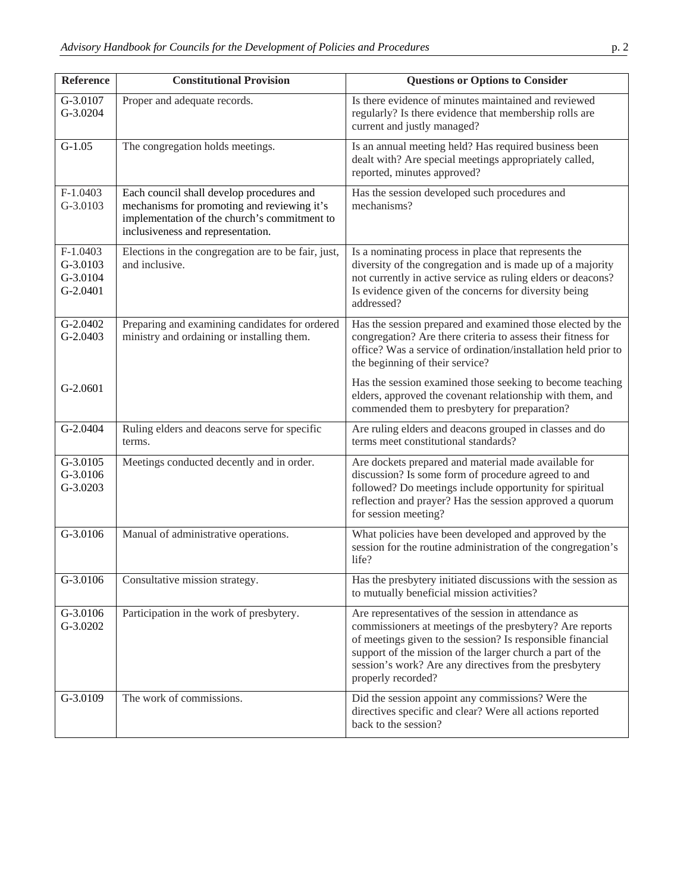| Reference | Constitutional Provision | Questions or Options to Consider |
|---|---|---|
| G-3.0107<br>G-3.0204 | Proper and adequate records. | Is there evidence of minutes maintained and reviewed regularly? Is there evidence that membership rolls are current and justly managed? |
| G-1.05 | The congregation holds meetings. | Is an annual meeting held? Has required business been dealt with? Are special meetings appropriately called, reported, minutes approved? |
| F-1.0403<br>G-3.0103 | Each council shall develop procedures and mechanisms for promoting and reviewing it's implementation of the church's commitment to inclusiveness and representation. | Has the session developed such procedures and mechanisms? |
| F-1.0403<br>G-3.0103<br>G-3.0104<br>G-2.0401 | Elections in the congregation are to be fair, just, and inclusive. | Is a nominating process in place that represents the diversity of the congregation and is made up of a majority not currently in active service as ruling elders or deacons? Is evidence given of the concerns for diversity being addressed? |
| G-2.0402<br>G-2.0403 | Preparing and examining candidates for ordered ministry and ordaining or installing them. | Has the session prepared and examined those elected by the congregation? Are there criteria to assess their fitness for office? Was a service of ordination/installation held prior to the beginning of their service? |
| G-2.0601 | | Has the session examined those seeking to become teaching elders, approved the covenant relationship with them, and commended them to presbytery for preparation? |
| G-2.0404 | Ruling elders and deacons serve for specific terms. | Are ruling elders and deacons grouped in classes and do terms meet constitutional standards? |
| G-3.0105<br>G-3.0106<br>G-3.0203 | Meetings conducted decently and in order. | Are dockets prepared and material made available for discussion? Is some form of procedure agreed to and followed? Do meetings include opportunity for spiritual reflection and prayer? Has the session approved a quorum for session meeting? |
| G-3.0106 | Manual of administrative operations. | What policies have been developed and approved by the session for the routine administration of the congregation's life? |
| G-3.0106 | Consultative mission strategy. | Has the presbytery initiated discussions with the session as to mutually beneficial mission activities? |
| G-3.0106<br>G-3.0202 | Participation in the work of presbytery. | Are representatives of the session in attendance as commissioners at meetings of the presbytery? Are reports of meetings given to the session? Is responsible financial support of the mission of the larger church a part of the session's work? Are any directives from the presbytery properly recorded? |
| G-3.0109 | The work of commissions. | Did the session appoint any commissions? Were the directives specific and clear? Were all actions reported back to the session? |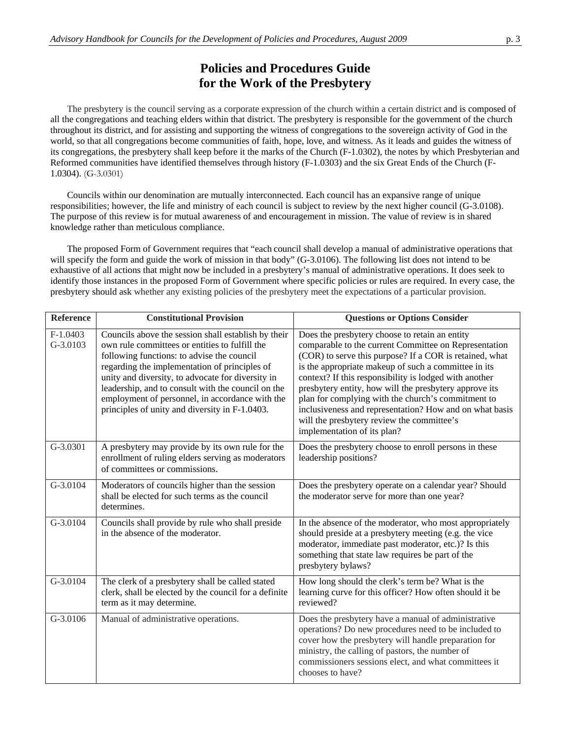# Policies and Procedures Guide for the Work of the Presbytery

The presbytery is the council serving as a corporate expression of the church within a certain district and is composed of all the congregations and teaching elders within that district. The presbytery is responsible for the government of the church throughout its district, and for assisting and supporting the witness of congregations to the sovereign activity of God in the world, so that all congregations become communities of faith, hope, love, and witness. As it leads and guides the witness of its congregations, the presbytery shall keep before it the marks of the Church (F-1.0302), the notes by which Presbyterian and Reformed communities have identified themselves through history (F-1.0303) and the six Great Ends of the Church (F-1.0304). (G-3.0301)

Councils within our denomination are mutually interconnected. Each council has an expansive range of unique responsibilities; however, the life and ministry of each council is subject to review by the next higher council (G-3.0108). The purpose of this review is for mutual awareness of and encouragement in mission. The value of review is in shared knowledge rather than meticulous compliance.

The proposed Form of Government requires that "each council shall develop a manual of administrative operations that will specify the form and guide the work of mission in that body" (G-3.0106). The following list does not intend to be exhaustive of all actions that might now be included in a presbytery's manual of administrative operations. It does seek to identify those instances in the proposed Form of Government where specific policies or rules are required. In every case, the presbytery should ask whether any existing policies of the presbytery meet the expectations of a particular provision.

| Reference | Constitutional Provision | Questions or Options Consider |
|---|---|---|
| F-1.0403 G-3.0103 | Councils above the session shall establish by their own rule committees or entities to fulfill the following functions: to advise the council regarding the implementation of principles of unity and diversity, to advocate for diversity in leadership, and to consult with the council on the employment of personnel, in accordance with the principles of unity and diversity in F-1.0403. | Does the presbytery choose to retain an entity comparable to the current Committee on Representation (COR) to serve this purpose? If a COR is retained, what is the appropriate makeup of such a committee in its context? If this responsibility is lodged with another presbytery entity, how will the presbytery approve its plan for complying with the church's commitment to inclusiveness and representation? How and on what basis will the presbytery review the committee's implementation of its plan? |
| G-3.0301 | A presbytery may provide by its own rule for the enrollment of ruling elders serving as moderators of committees or commissions. | Does the presbytery choose to enroll persons in these leadership positions? |
| G-3.0104 | Moderators of councils higher than the session shall be elected for such terms as the council determines. | Does the presbytery operate on a calendar year? Should the moderator serve for more than one year? |
| G-3.0104 | Councils shall provide by rule who shall preside in the absence of the moderator. | In the absence of the moderator, who most appropriately should preside at a presbytery meeting (e.g. the vice moderator, immediate past moderator, etc.)? Is this something that state law requires be part of the presbytery bylaws? |
| G-3.0104 | The clerk of a presbytery shall be called stated clerk, shall be elected by the council for a definite term as it may determine. | How long should the clerk's term be? What is the learning curve for this officer? How often should it be reviewed? |
| G-3.0106 | Manual of administrative operations. | Does the presbytery have a manual of administrative operations? Do new procedures need to be included to cover how the presbytery will handle preparation for ministry, the calling of pastors, the number of commissioners sessions elect, and what committees it chooses to have? |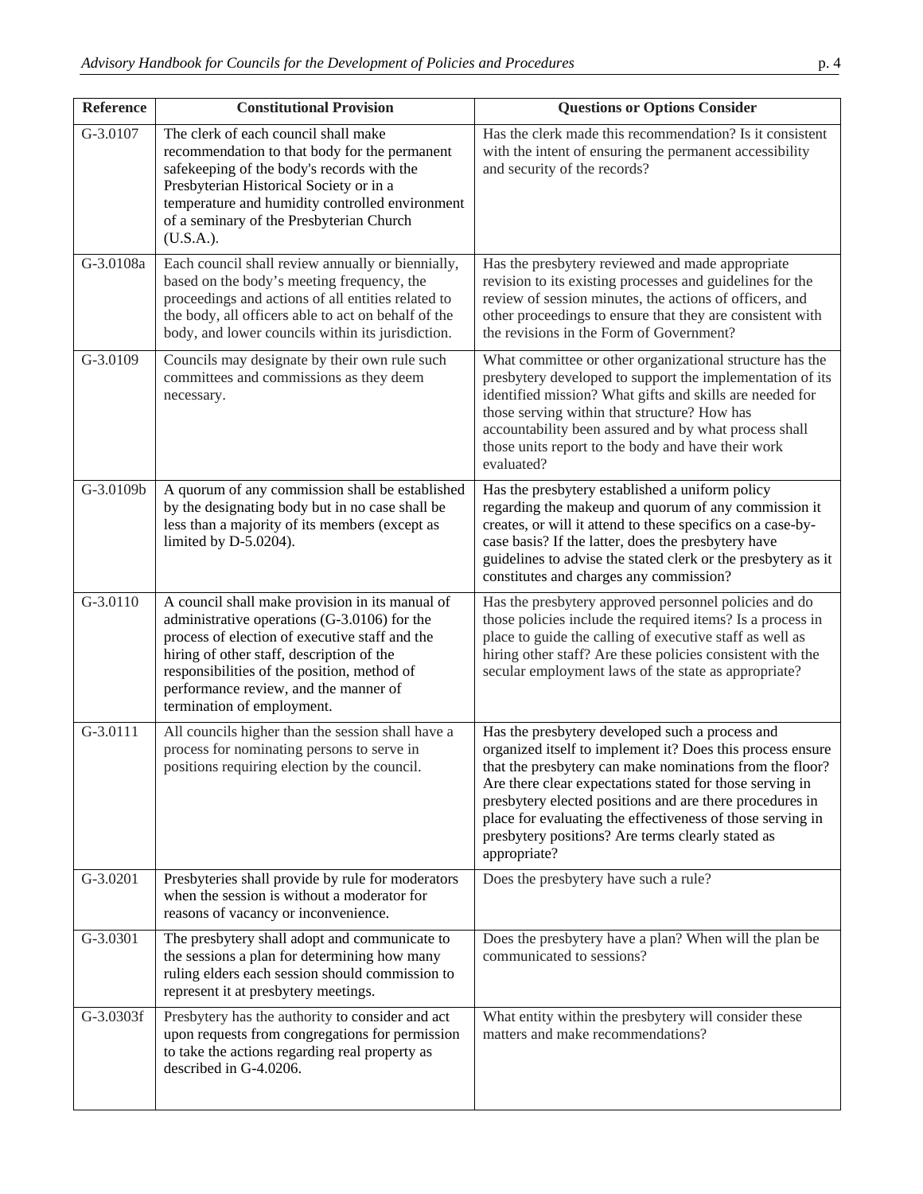| Reference | Constitutional Provision | Questions or Options Consider |
|---|---|---|
| G-3.0107 | The clerk of each council shall make recommendation to that body for the permanent safekeeping of the body's records with the Presbyterian Historical Society or in a temperature and humidity controlled environment of a seminary of the Presbyterian Church (U.S.A.). | Has the clerk made this recommendation? Is it consistent with the intent of ensuring the permanent accessibility and security of the records? |
| G-3.0108a | Each council shall review annually or biennially, based on the body's meeting frequency, the proceedings and actions of all entities related to the body, all officers able to act on behalf of the body, and lower councils within its jurisdiction. | Has the presbytery reviewed and made appropriate revision to its existing processes and guidelines for the review of session minutes, the actions of officers, and other proceedings to ensure that they are consistent with the revisions in the Form of Government? |
| G-3.0109 | Councils may designate by their own rule such committees and commissions as they deem necessary. | What committee or other organizational structure has the presbytery developed to support the implementation of its identified mission? What gifts and skills are needed for those serving within that structure? How has accountability been assured and by what process shall those units report to the body and have their work evaluated? |
| G-3.0109b | A quorum of any commission shall be established by the designating body but in no case shall be less than a majority of its members (except as limited by D-5.0204). | Has the presbytery established a uniform policy regarding the makeup and quorum of any commission it creates, or will it attend to these specifics on a case-by-case basis? If the latter, does the presbytery have guidelines to advise the stated clerk or the presbytery as it constitutes and charges any commission? |
| G-3.0110 | A council shall make provision in its manual of administrative operations (G-3.0106) for the process of election of executive staff and the hiring of other staff, description of the responsibilities of the position, method of performance review, and the manner of termination of employment. | Has the presbytery approved personnel policies and do those policies include the required items? Is a process in place to guide the calling of executive staff as well as hiring other staff? Are these policies consistent with the secular employment laws of the state as appropriate? |
| G-3.0111 | All councils higher than the session shall have a process for nominating persons to serve in positions requiring election by the council. | Has the presbytery developed such a process and organized itself to implement it? Does this process ensure that the presbytery can make nominations from the floor? Are there clear expectations stated for those serving in presbytery elected positions and are there procedures in place for evaluating the effectiveness of those serving in presbytery positions? Are terms clearly stated as appropriate? |
| G-3.0201 | Presbyteries shall provide by rule for moderators when the session is without a moderator for reasons of vacancy or inconvenience. | Does the presbytery have such a rule? |
| G-3.0301 | The presbytery shall adopt and communicate to the sessions a plan for determining how many ruling elders each session should commission to represent it at presbytery meetings. | Does the presbytery have a plan? When will the plan be communicated to sessions? |
| G-3.0303f | Presbytery has the authority to consider and act upon requests from congregations for permission to take the actions regarding real property as described in G-4.0206. | What entity within the presbytery will consider these matters and make recommendations? |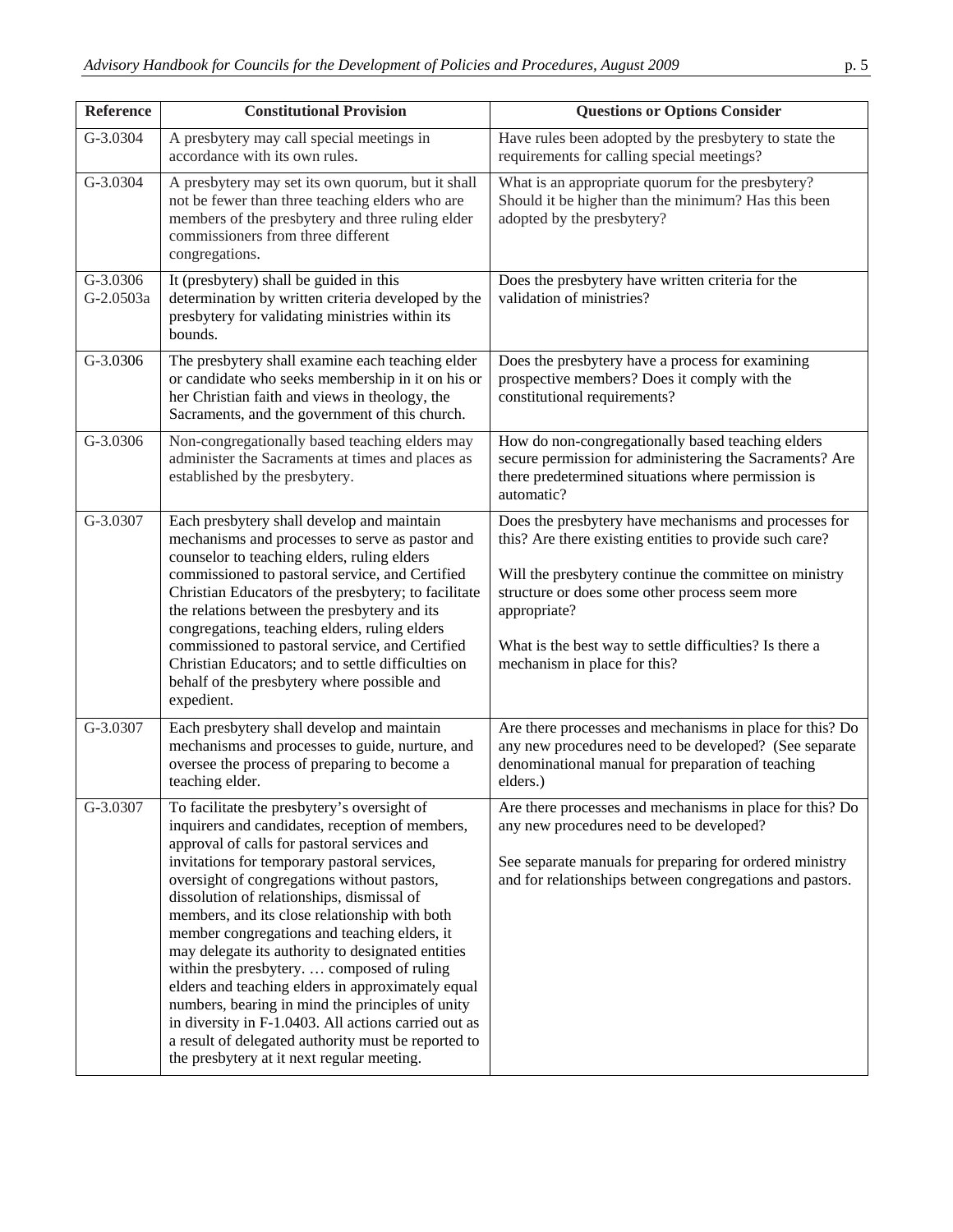| Reference | Constitutional Provision | Questions or Options Consider |
|---|---|---|
| G-3.0304 | A presbytery may call special meetings in accordance with its own rules. | Have rules been adopted by the presbytery to state the requirements for calling special meetings? |
| G-3.0304 | A presbytery may set its own quorum, but it shall not be fewer than three teaching elders who are members of the presbytery and three ruling elder commissioners from three different congregations. | What is an appropriate quorum for the presbytery? Should it be higher than the minimum? Has this been adopted by the presbytery? |
| G-3.0306<br>G-2.0503a | It (presbytery) shall be guided in this determination by written criteria developed by the presbytery for validating ministries within its bounds. | Does the presbytery have written criteria for the validation of ministries? |
| G-3.0306 | The presbytery shall examine each teaching elder or candidate who seeks membership in it on his or her Christian faith and views in theology, the Sacraments, and the government of this church. | Does the presbytery have a process for examining prospective members? Does it comply with the constitutional requirements? |
| G-3.0306 | Non-congregationally based teaching elders may administer the Sacraments at times and places as established by the presbytery. | How do non-congregationally based teaching elders secure permission for administering the Sacraments? Are there predetermined situations where permission is automatic? |
| G-3.0307 | Each presbytery shall develop and maintain mechanisms and processes to serve as pastor and counselor to teaching elders, ruling elders commissioned to pastoral service, and Certified Christian Educators of the presbytery; to facilitate the relations between the presbytery and its congregations, teaching elders, ruling elders commissioned to pastoral service, and Certified Christian Educators; and to settle difficulties on behalf of the presbytery where possible and expedient. | Does the presbytery have mechanisms and processes for this? Are there existing entities to provide such care?<br><br>Will the presbytery continue the committee on ministry structure or does some other process seem more appropriate?<br><br>What is the best way to settle difficulties? Is there a mechanism in place for this? |
| G-3.0307 | Each presbytery shall develop and maintain mechanisms and processes to guide, nurture, and oversee the process of preparing to become a teaching elder. | Are there processes and mechanisms in place for this? Do any new procedures need to be developed? (See separate denominational manual for preparation of teaching elders.) |
| G-3.0307 | To facilitate the presbytery's oversight of inquirers and candidates, reception of members, approval of calls for pastoral services and invitations for temporary pastoral services, oversight of congregations without pastors, dissolution of relationships, dismissal of members, and its close relationship with both member congregations and teaching elders, it may delegate its authority to designated entities within the presbytery. … composed of ruling elders and teaching elders in approximately equal numbers, bearing in mind the principles of unity in diversity in F-1.0403. All actions carried out as a result of delegated authority must be reported to the presbytery at it next regular meeting. | Are there processes and mechanisms in place for this? Do any new procedures need to be developed?<br><br>See separate manuals for preparing for ordered ministry and for relationships between congregations and pastors. |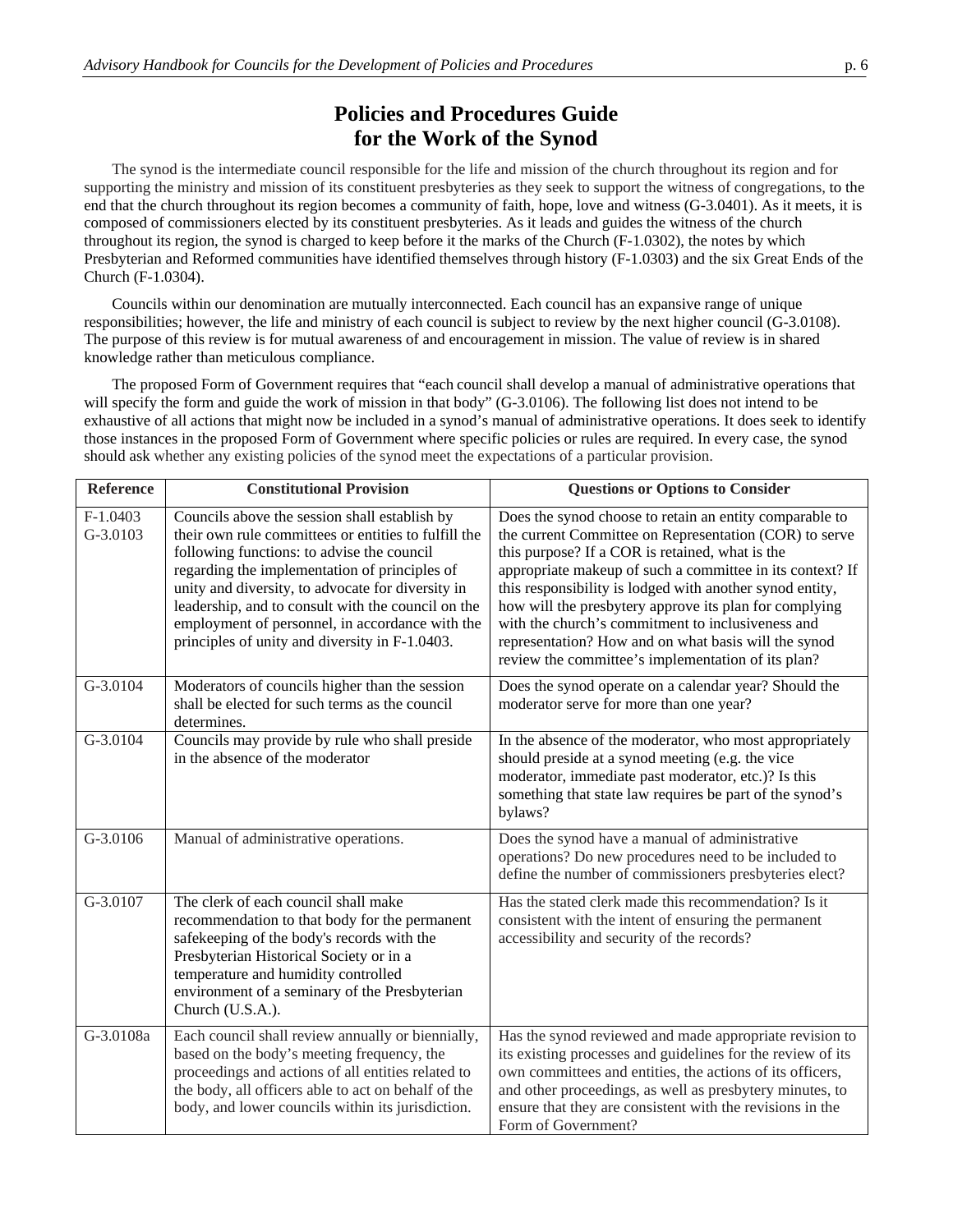# Policies and Procedures Guide for the Work of the Synod

The synod is the intermediate council responsible for the life and mission of the church throughout its region and for supporting the ministry and mission of its constituent presbyteries as they seek to support the witness of congregations, to the end that the church throughout its region becomes a community of faith, hope, love and witness (G-3.0401). As it meets, it is composed of commissioners elected by its constituent presbyteries. As it leads and guides the witness of the church throughout its region, the synod is charged to keep before it the marks of the Church (F-1.0302), the notes by which Presbyterian and Reformed communities have identified themselves through history (F-1.0303) and the six Great Ends of the Church (F-1.0304).

Councils within our denomination are mutually interconnected. Each council has an expansive range of unique responsibilities; however, the life and ministry of each council is subject to review by the next higher council (G-3.0108). The purpose of this review is for mutual awareness of and encouragement in mission. The value of review is in shared knowledge rather than meticulous compliance.

The proposed Form of Government requires that "each council shall develop a manual of administrative operations that will specify the form and guide the work of mission in that body" (G-3.0106). The following list does not intend to be exhaustive of all actions that might now be included in a synod's manual of administrative operations. It does seek to identify those instances in the proposed Form of Government where specific policies or rules are required. In every case, the synod should ask whether any existing policies of the synod meet the expectations of a particular provision.

| Reference | Constitutional Provision | Questions or Options to Consider |
|---|---|---|
| F-1.0403<br>G-3.0103 | Councils above the session shall establish by their own rule committees or entities to fulfill the following functions: to advise the council regarding the implementation of principles of unity and diversity, to advocate for diversity in leadership, and to consult with the council on the employment of personnel, in accordance with the principles of unity and diversity in F-1.0403. | Does the synod choose to retain an entity comparable to the current Committee on Representation (COR) to serve this purpose? If a COR is retained, what is the appropriate makeup of such a committee in its context? If this responsibility is lodged with another synod entity, how will the presbytery approve its plan for complying with the church's commitment to inclusiveness and representation? How and on what basis will the synod review the committee's implementation of its plan? |
| G-3.0104 | Moderators of councils higher than the session shall be elected for such terms as the council determines. | Does the synod operate on a calendar year? Should the moderator serve for more than one year? |
| G-3.0104 | Councils may provide by rule who shall preside in the absence of the moderator | In the absence of the moderator, who most appropriately should preside at a synod meeting (e.g. the vice moderator, immediate past moderator, etc.)? Is this something that state law requires be part of the synod's bylaws? |
| G-3.0106 | Manual of administrative operations. | Does the synod have a manual of administrative operations? Do new procedures need to be included to define the number of commissioners presbyteries elect? |
| G-3.0107 | The clerk of each council shall make recommendation to that body for the permanent safekeeping of the body's records with the Presbyterian Historical Society or in a temperature and humidity controlled environment of a seminary of the Presbyterian Church (U.S.A.). | Has the stated clerk made this recommendation? Is it consistent with the intent of ensuring the permanent accessibility and security of the records? |
| G-3.0108a | Each council shall review annually or biennially, based on the body's meeting frequency, the proceedings and actions of all entities related to the body, all officers able to act on behalf of the body, and lower councils within its jurisdiction. | Has the synod reviewed and made appropriate revision to its existing processes and guidelines for the review of its own committees and entities, the actions of its officers, and other proceedings, as well as presbytery minutes, to ensure that they are consistent with the revisions in the Form of Government? |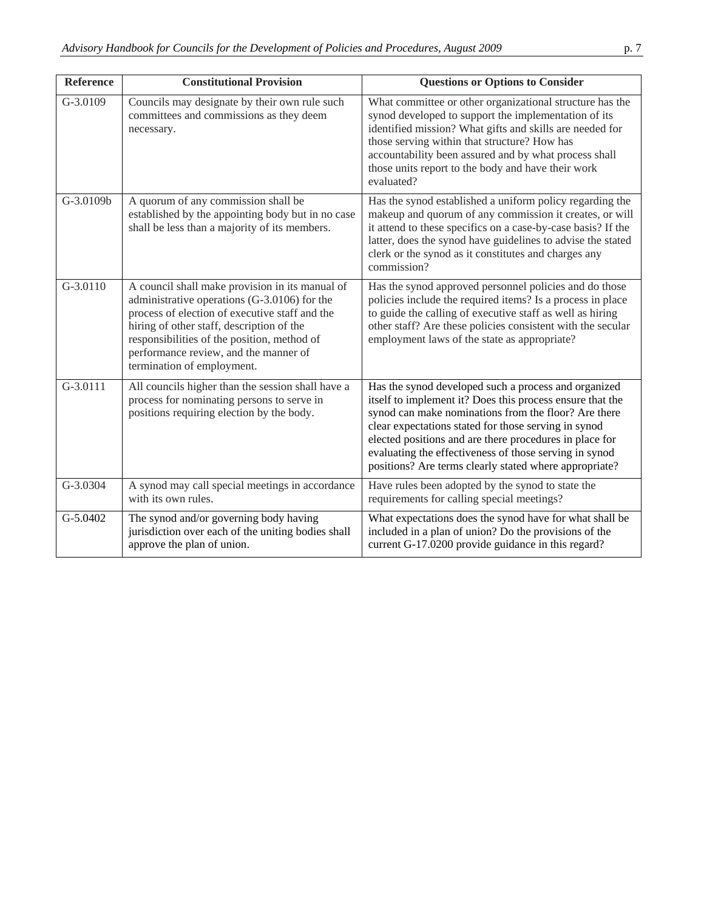| Reference | Constitutional Provision | Questions or Options to Consider |
|---|---|---|
| G-3.0109 | Councils may designate by their own rule such committees and commissions as they deem necessary. | What committee or other organizational structure has the synod developed to support the implementation of its identified mission? What gifts and skills are needed for those serving within that structure? How has accountability been assured and by what process shall those units report to the body and have their work evaluated? |
| G-3.0109b | A quorum of any commission shall be established by the appointing body but in no case shall be less than a majority of its members. | Has the synod established a uniform policy regarding the makeup and quorum of any commission it creates, or will it attend to these specifics on a case-by-case basis? If the latter, does the synod have guidelines to advise the stated clerk or the synod as it constitutes and charges any commission? |
| G-3.0110 | A council shall make provision in its manual of administrative operations (G-3.0106) for the process of election of executive staff and the hiring of other staff, description of the responsibilities of the position, method of performance review, and the manner of termination of employment. | Has the synod approved personnel policies and do those policies include the required items? Is a process in place to guide the calling of executive staff as well as hiring other staff? Are these policies consistent with the secular employment laws of the state as appropriate? |
| G-3.0111 | All councils higher than the session shall have a process for nominating persons to serve in positions requiring election by the body. | Has the synod developed such a process and organized itself to implement it? Does this process ensure that the synod can make nominations from the floor? Are there clear expectations stated for those serving in synod elected positions and are there procedures in place for evaluating the effectiveness of those serving in synod positions? Are terms clearly stated where appropriate? |
| G-3.0304 | A synod may call special meetings in accordance with its own rules. | Have rules been adopted by the synod to state the requirements for calling special meetings? |
| G-5.0402 | The synod and/or governing body having jurisdiction over each of the uniting bodies shall approve the plan of union. | What expectations does the synod have for what shall be included in a plan of union? Do the provisions of the current G-17.0200 provide guidance in this regard? |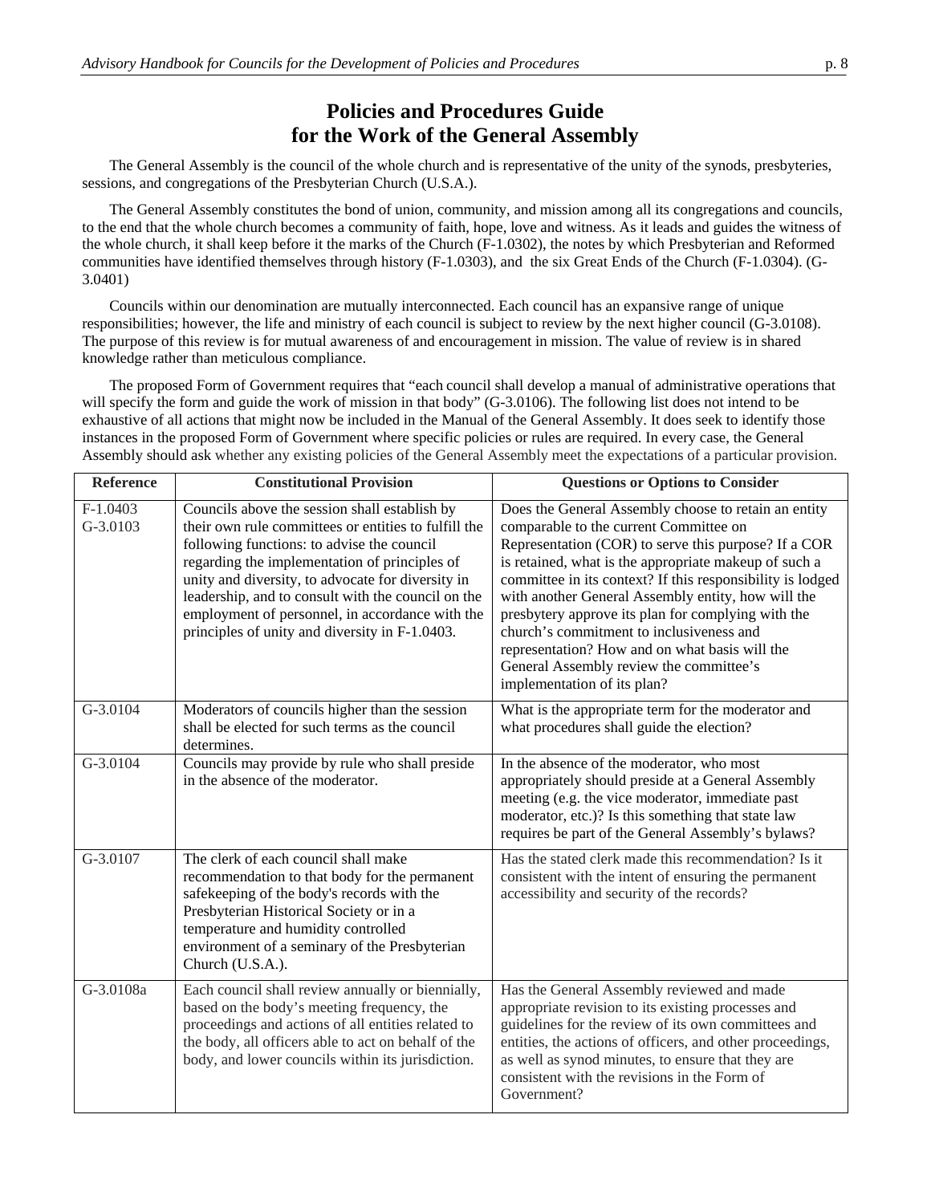# Policies and Procedures Guide for the Work of the General Assembly

The General Assembly is the council of the whole church and is representative of the unity of the synods, presbyteries, sessions, and congregations of the Presbyterian Church (U.S.A.).

The General Assembly constitutes the bond of union, community, and mission among all its congregations and councils, to the end that the whole church becomes a community of faith, hope, love and witness. As it leads and guides the witness of the whole church, it shall keep before it the marks of the Church (F-1.0302), the notes by which Presbyterian and Reformed communities have identified themselves through history (F-1.0303), and the six Great Ends of the Church (F-1.0304). (G-3.0401)

Councils within our denomination are mutually interconnected. Each council has an expansive range of unique responsibilities; however, the life and ministry of each council is subject to review by the next higher council (G-3.0108). The purpose of this review is for mutual awareness of and encouragement in mission. The value of review is in shared knowledge rather than meticulous compliance.

The proposed Form of Government requires that "each council shall develop a manual of administrative operations that will specify the form and guide the work of mission in that body" (G-3.0106). The following list does not intend to be exhaustive of all actions that might now be included in the Manual of the General Assembly. It does seek to identify those instances in the proposed Form of Government where specific policies or rules are required. In every case, the General Assembly should ask whether any existing policies of the General Assembly meet the expectations of a particular provision.

| Reference | Constitutional Provision | Questions or Options to Consider |
| --- | --- | --- |
| F-1.0403<br>G-3.0103 | Councils above the session shall establish by their own rule committees or entities to fulfill the following functions: to advise the council regarding the implementation of principles of unity and diversity, to advocate for diversity in leadership, and to consult with the council on the employment of personnel, in accordance with the principles of unity and diversity in F-1.0403. | Does the General Assembly choose to retain an entity comparable to the current Committee on Representation (COR) to serve this purpose? If a COR is retained, what is the appropriate makeup of such a committee in its context? If this responsibility is lodged with another General Assembly entity, how will the presbytery approve its plan for complying with the church's commitment to inclusiveness and representation? How and on what basis will the General Assembly review the committee's implementation of its plan? |
| G-3.0104 | Moderators of councils higher than the session shall be elected for such terms as the council determines. | What is the appropriate term for the moderator and what procedures shall guide the election? |
| G-3.0104 | Councils may provide by rule who shall preside in the absence of the moderator. | In the absence of the moderator, who most appropriately should preside at a General Assembly meeting (e.g. the vice moderator, immediate past moderator, etc.)? Is this something that state law requires be part of the General Assembly's bylaws? |
| G-3.0107 | The clerk of each council shall make recommendation to that body for the permanent safekeeping of the body's records with the Presbyterian Historical Society or in a temperature and humidity controlled environment of a seminary of the Presbyterian Church (U.S.A.). | Has the stated clerk made this recommendation? Is it consistent with the intent of ensuring the permanent accessibility and security of the records? |
| G-3.0108a | Each council shall review annually or biennially, based on the body's meeting frequency, the proceedings and actions of all entities related to the body, all officers able to act on behalf of the body, and lower councils within its jurisdiction. | Has the General Assembly reviewed and made appropriate revision to its existing processes and guidelines for the review of its own committees and entities, the actions of officers, and other proceedings, as well as synod minutes, to ensure that they are consistent with the revisions in the Form of Government? |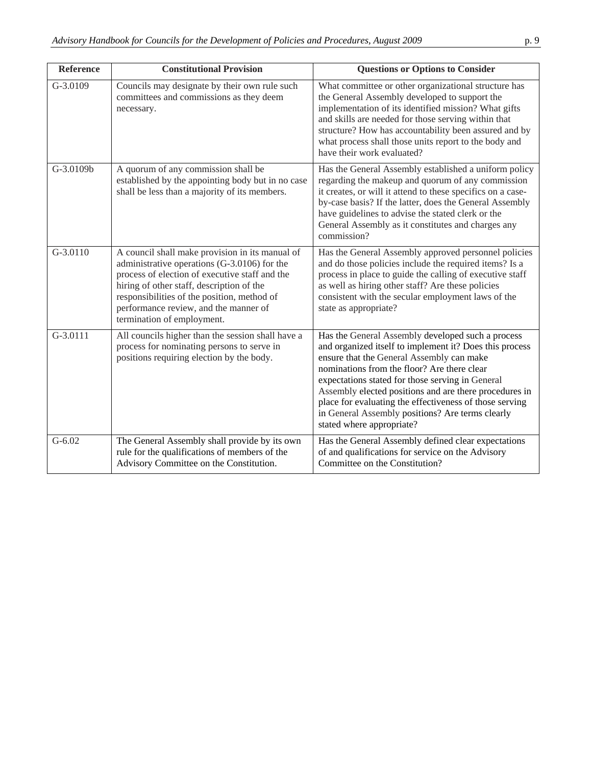| Reference | Constitutional Provision | Questions or Options to Consider |
|---|---|---|
| G-3.0109 | Councils may designate by their own rule such committees and commissions as they deem necessary. | What committee or other organizational structure has the General Assembly developed to support the implementation of its identified mission? What gifts and skills are needed for those serving within that structure? How has accountability been assured and by what process shall those units report to the body and have their work evaluated? |
| G-3.0109b | A quorum of any commission shall be established by the appointing body but in no case shall be less than a majority of its members. | Has the General Assembly established a uniform policy regarding the makeup and quorum of any commission it creates, or will it attend to these specifics on a case-by-case basis? If the latter, does the General Assembly have guidelines to advise the stated clerk or the General Assembly as it constitutes and charges any commission? |
| G-3.0110 | A council shall make provision in its manual of administrative operations (G-3.0106) for the process of election of executive staff and the hiring of other staff, description of the responsibilities of the position, method of performance review, and the manner of termination of employment. | Has the General Assembly approved personnel policies and do those policies include the required items? Is a process in place to guide the calling of executive staff as well as hiring other staff? Are these policies consistent with the secular employment laws of the state as appropriate? |
| G-3.0111 | All councils higher than the session shall have a process for nominating persons to serve in positions requiring election by the body. | Has the General Assembly developed such a process and organized itself to implement it? Does this process ensure that the General Assembly can make nominations from the floor? Are there clear expectations stated for those serving in General Assembly elected positions and are there procedures in place for evaluating the effectiveness of those serving in General Assembly positions? Are terms clearly stated where appropriate? |
| G-6.02 | The General Assembly shall provide by its own rule for the qualifications of members of the Advisory Committee on the Constitution. | Has the General Assembly defined clear expectations of and qualifications for service on the Advisory Committee on the Constitution? |